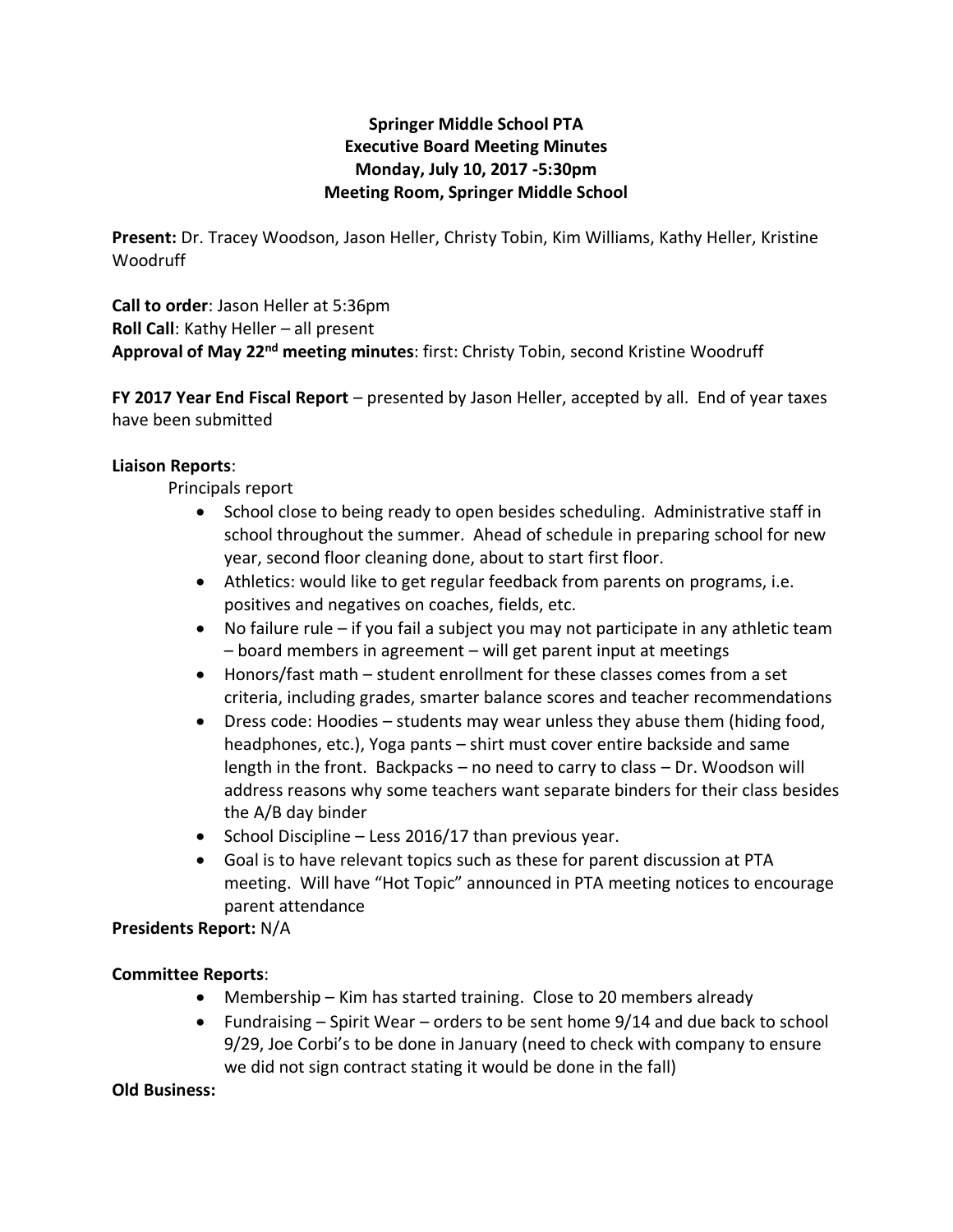**Springer Middle School PTA**
**Executive Board Meeting Minutes**
**Monday, July 10, 2017 -5:30pm**
**Meeting Room, Springer Middle School**

**Present:** Dr. Tracey Woodson, Jason Heller, Christy Tobin, Kim Williams, Kathy Heller, Kristine Woodruff

**Call to order**: Jason Heller at 5:36pm
**Roll Call**: Kathy Heller – all present
**Approval of May 22nd meeting minutes**: first: Christy Tobin, second Kristine Woodruff

**FY 2017 Year End Fiscal Report** – presented by Jason Heller, accepted by all. End of year taxes have been submitted

**Liaison Reports**:

Principals report

- School close to being ready to open besides scheduling. Administrative staff in school throughout the summer. Ahead of schedule in preparing school for new year, second floor cleaning done, about to start first floor.
- Athletics: would like to get regular feedback from parents on programs, i.e. positives and negatives on coaches, fields, etc.
- No failure rule – if you fail a subject you may not participate in any athletic team – board members in agreement – will get parent input at meetings
- Honors/fast math – student enrollment for these classes comes from a set criteria, including grades, smarter balance scores and teacher recommendations
- Dress code: Hoodies – students may wear unless they abuse them (hiding food, headphones, etc.), Yoga pants – shirt must cover entire backside and same length in the front. Backpacks – no need to carry to class – Dr. Woodson will address reasons why some teachers want separate binders for their class besides the A/B day binder
- School Discipline – Less 2016/17 than previous year.
- Goal is to have relevant topics such as these for parent discussion at PTA meeting. Will have "Hot Topic" announced in PTA meeting notices to encourage parent attendance

**Presidents Report:** N/A

**Committee Reports**:

- Membership – Kim has started training. Close to 20 members already
- Fundraising – Spirit Wear – orders to be sent home 9/14 and due back to school 9/29, Joe Corbi's to be done in January (need to check with company to ensure we did not sign contract stating it would be done in the fall)

**Old Business:**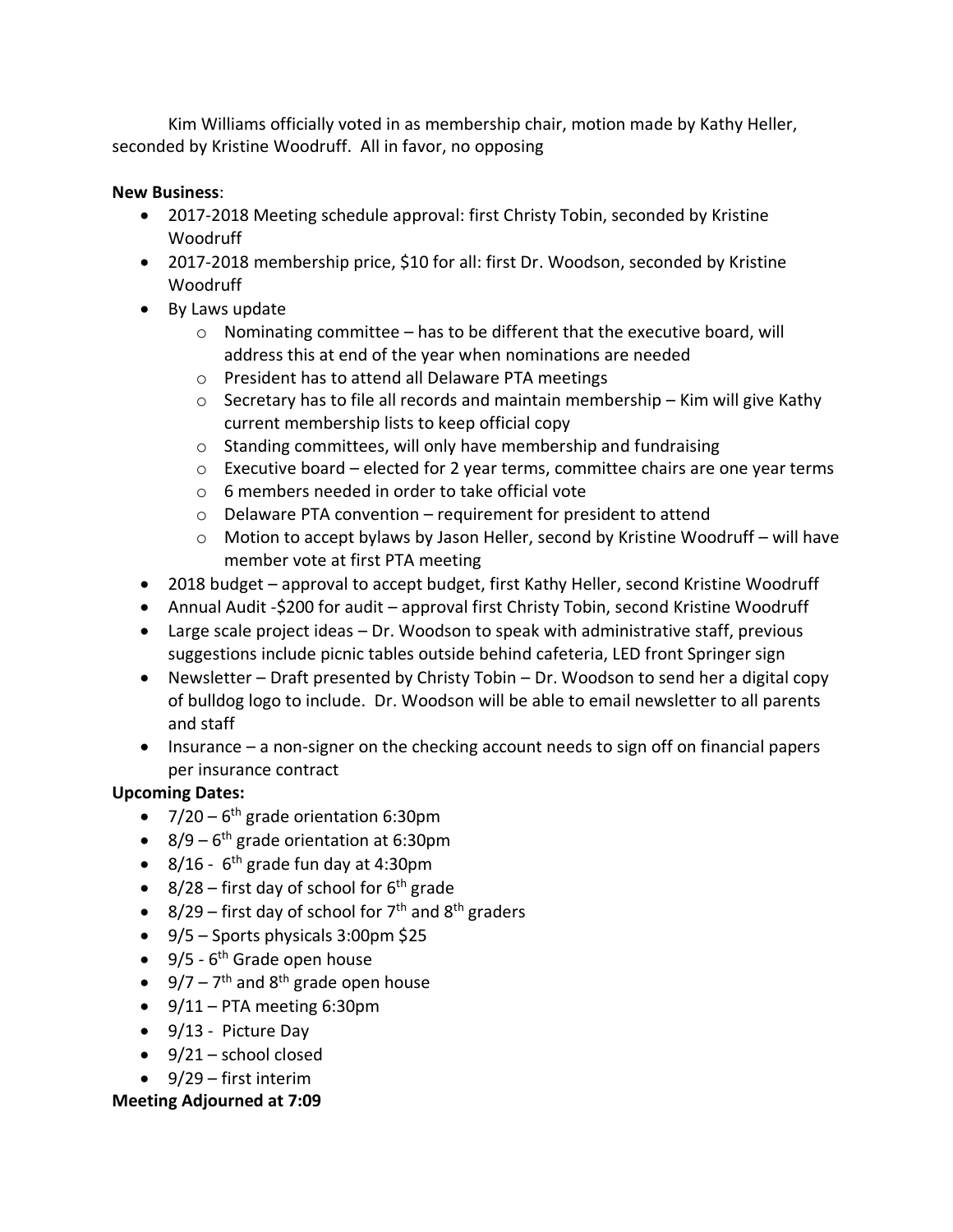Kim Williams officially voted in as membership chair, motion made by Kathy Heller, seconded by Kristine Woodruff. All in favor, no opposing

**New Business**:

- 2017-2018 Meeting schedule approval: first Christy Tobin, seconded by Kristine Woodruff
- 2017-2018 membership price, $10 for all: first Dr. Woodson, seconded by Kristine Woodruff
- By Laws update
  - Nominating committee – has to be different that the executive board, will address this at end of the year when nominations are needed
  - President has to attend all Delaware PTA meetings
  - Secretary has to file all records and maintain membership – Kim will give Kathy current membership lists to keep official copy
  - Standing committees, will only have membership and fundraising
  - Executive board – elected for 2 year terms, committee chairs are one year terms
  - 6 members needed in order to take official vote
  - Delaware PTA convention – requirement for president to attend
  - Motion to accept bylaws by Jason Heller, second by Kristine Woodruff – will have member vote at first PTA meeting
- 2018 budget – approval to accept budget, first Kathy Heller, second Kristine Woodruff
- Annual Audit -$200 for audit – approval first Christy Tobin, second Kristine Woodruff
- Large scale project ideas – Dr. Woodson to speak with administrative staff, previous suggestions include picnic tables outside behind cafeteria, LED front Springer sign
- Newsletter – Draft presented by Christy Tobin – Dr. Woodson to send her a digital copy of bulldog logo to include. Dr. Woodson will be able to email newsletter to all parents and staff
- Insurance – a non-signer on the checking account needs to sign off on financial papers per insurance contract

**Upcoming Dates:**

- 7/20 – 6th grade orientation 6:30pm
- 8/9 – 6th grade orientation at 6:30pm
- 8/16 - 6th grade fun day at 4:30pm
- 8/28 – first day of school for 6th grade
- 8/29 – first day of school for 7th and 8th graders
- 9/5 – Sports physicals 3:00pm $25
- 9/5 - 6th Grade open house
- 9/7 – 7th and 8th grade open house
- 9/11 – PTA meeting 6:30pm
- 9/13 - Picture Day
- 9/21 – school closed
- 9/29 – first interim

**Meeting Adjourned at 7:09**